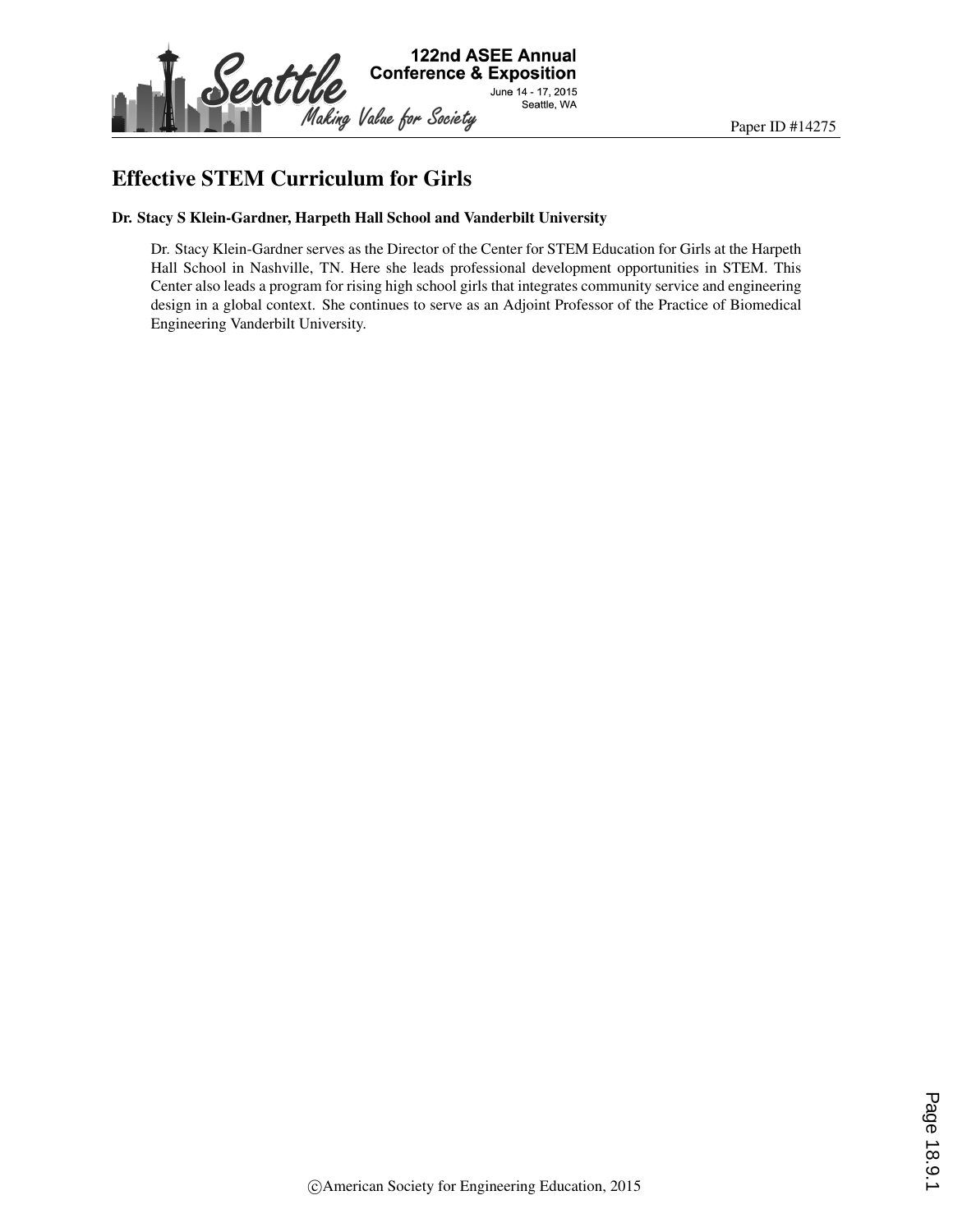# Effective STEM Curriculum for Girls

**Dr. Stacy S Klein-Gardner, Harpeth Hall School and Vanderbilt University**

Dr. Stacy Klein-Gardner serves as the Director of the Center for STEM Education for Girls at the Harpeth Hall School in Nashville, TN. Here she leads professional development opportunities in STEM. This Center also leads a program for rising high school girls that integrates community service and engineering design in a global context. She continues to serve as an Adjoint Professor of the Practice of Biomedical Engineering Vanderbilt University.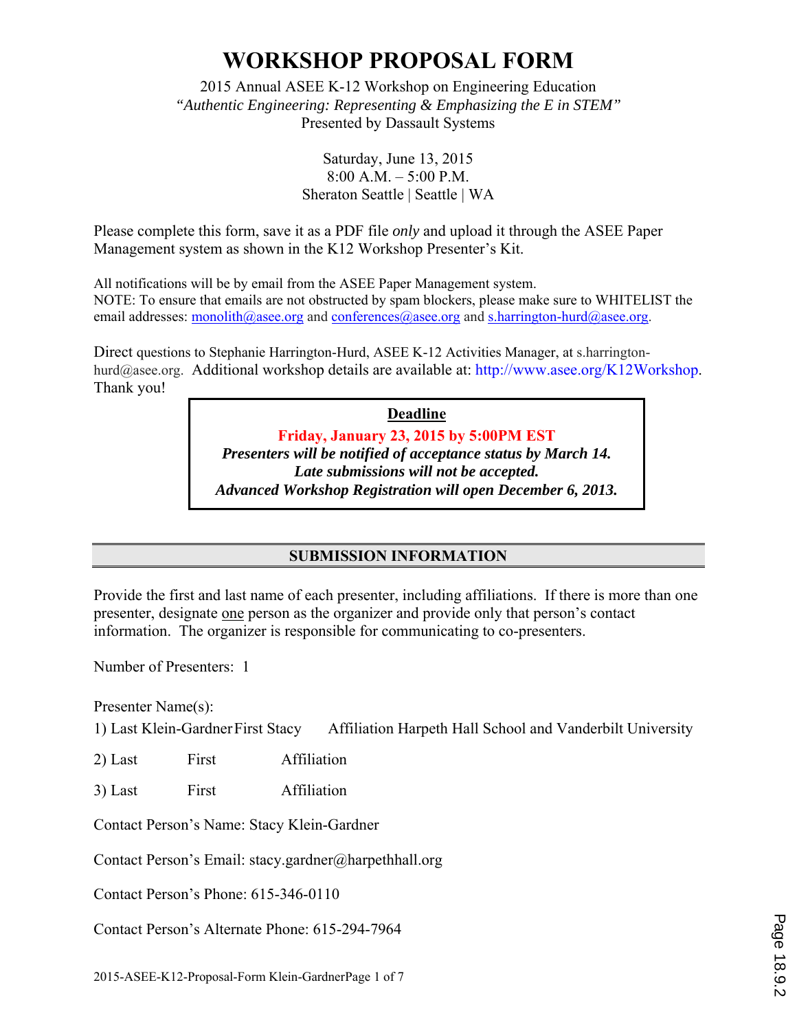# WORKSHOP PROPOSAL FORM

2015 Annual ASEE K-12 Workshop on Engineering Education
*"Authentic Engineering: Representing & Emphasizing the E in STEM"*
Presented by Dassault Systems

Saturday, June 13, 2015
8:00 A.M. – 5:00 P.M.
Sheraton Seattle | Seattle | WA

Please complete this form, save it as a PDF file *only* and upload it through the ASEE Paper Management system as shown in the K12 Workshop Presenter's Kit.

All notifications will be by email from the ASEE Paper Management system.
NOTE: To ensure that emails are not obstructed by spam blockers, please make sure to WHITELIST the email addresses: monolith@asee.org and conferences@asee.org and s.harrington-hurd@asee.org.

Direct questions to Stephanie Harrington-Hurd, ASEE K-12 Activities Manager, at s.harrington-hurd@asee.org. Additional workshop details are available at: http://www.asee.org/K12Workshop. Thank you!

**Deadline**

**Friday, January 23, 2015 by 5:00PM EST**
***Presenters will be notified of acceptance status by March 14.***
***Late submissions will not be accepted.***
***Advanced Workshop Registration will open December 6, 2013.***

## SUBMISSION INFORMATION

Provide the first and last name of each presenter, including affiliations. If there is more than one presenter, designate one person as the organizer and provide only that person's contact information. The organizer is responsible for communicating to co-presenters.

Number of Presenters: 1

Presenter Name(s):

1) Last Klein-Gardner First Stacy Affiliation Harpeth Hall School and Vanderbilt University

2) Last First Affiliation

3) Last First Affiliation

Contact Person's Name: Stacy Klein-Gardner

Contact Person's Email: stacy.gardner@harpethhall.org

Contact Person's Phone: 615-346-0110

Contact Person's Alternate Phone: 615-294-7964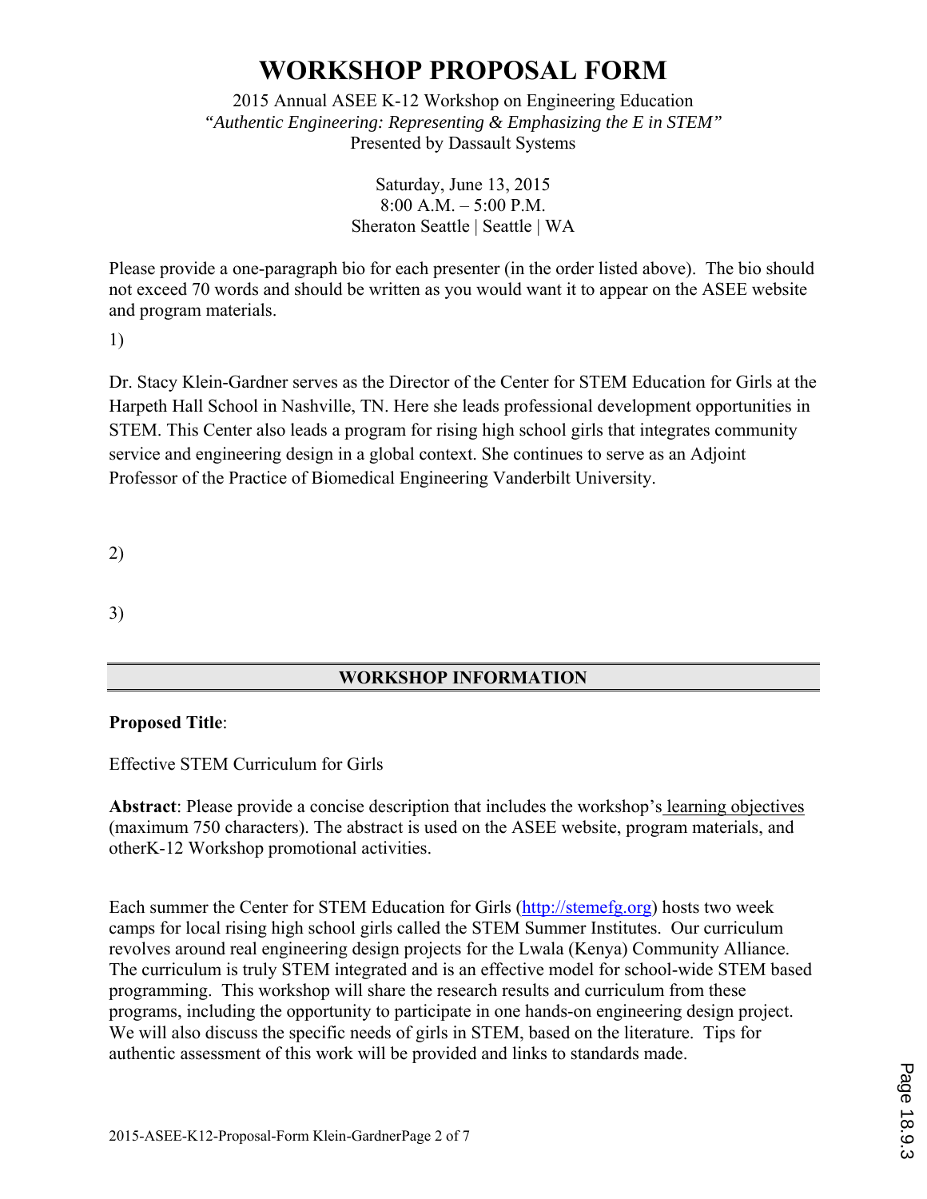# WORKSHOP PROPOSAL FORM

2015 Annual ASEE K-12 Workshop on Engineering Education
*"Authentic Engineering: Representing & Emphasizing the E in STEM"*
Presented by Dassault Systems

Saturday, June 13, 2015
8:00 A.M. – 5:00 P.M.
Sheraton Seattle | Seattle | WA

Please provide a one-paragraph bio for each presenter (in the order listed above). The bio should not exceed 70 words and should be written as you would want it to appear on the ASEE website and program materials.

1)

Dr. Stacy Klein-Gardner serves as the Director of the Center for STEM Education for Girls at the Harpeth Hall School in Nashville, TN. Here she leads professional development opportunities in STEM. This Center also leads a program for rising high school girls that integrates community service and engineering design in a global context. She continues to serve as an Adjoint Professor of the Practice of Biomedical Engineering Vanderbilt University.

2)

3)

## WORKSHOP INFORMATION

**Proposed Title**:

Effective STEM Curriculum for Girls

**Abstract**: Please provide a concise description that includes the workshop's learning objectives (maximum 750 characters). The abstract is used on the ASEE website, program materials, and otherK-12 Workshop promotional activities.

Each summer the Center for STEM Education for Girls (http://stemefg.org) hosts two week camps for local rising high school girls called the STEM Summer Institutes. Our curriculum revolves around real engineering design projects for the Lwala (Kenya) Community Alliance. The curriculum is truly STEM integrated and is an effective model for school-wide STEM based programming. This workshop will share the research results and curriculum from these programs, including the opportunity to participate in one hands-on engineering design project. We will also discuss the specific needs of girls in STEM, based on the literature. Tips for authentic assessment of this work will be provided and links to standards made.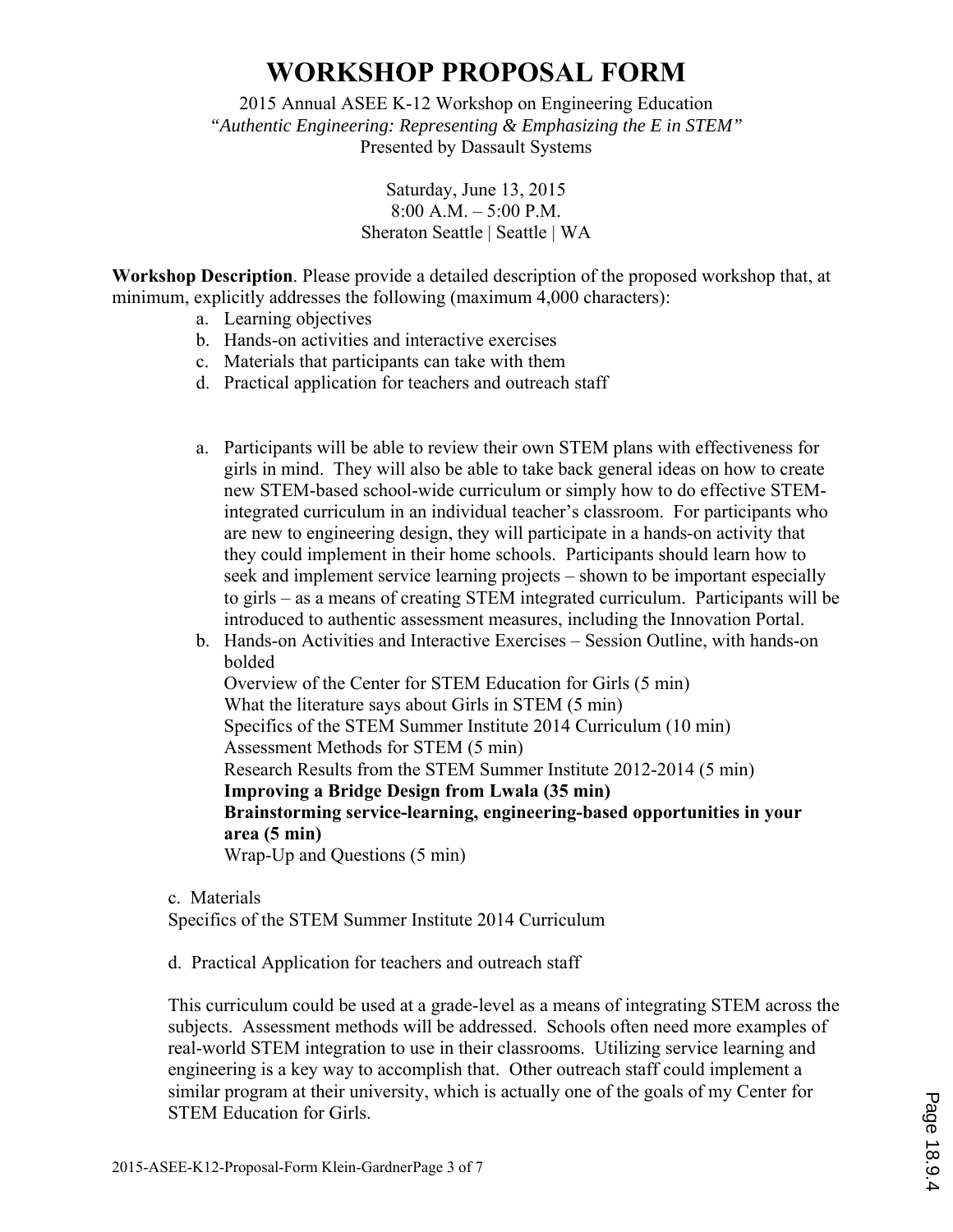# WORKSHOP PROPOSAL FORM

2015 Annual ASEE K-12 Workshop on Engineering Education
*"Authentic Engineering: Representing & Emphasizing the E in STEM"*
Presented by Dassault Systems

Saturday, June 13, 2015
8:00 A.M. – 5:00 P.M.
Sheraton Seattle | Seattle | WA

**Workshop Description**. Please provide a detailed description of the proposed workshop that, at minimum, explicitly addresses the following (maximum 4,000 characters):

a. Learning objectives
b. Hands-on activities and interactive exercises
c. Materials that participants can take with them
d. Practical application for teachers and outreach staff

a. Participants will be able to review their own STEM plans with effectiveness for girls in mind. They will also be able to take back general ideas on how to create new STEM-based school-wide curriculum or simply how to do effective STEM-integrated curriculum in an individual teacher's classroom. For participants who are new to engineering design, they will participate in a hands-on activity that they could implement in their home schools. Participants should learn how to seek and implement service learning projects – shown to be important especially to girls – as a means of creating STEM integrated curriculum. Participants will be introduced to authentic assessment measures, including the Innovation Portal.

b. Hands-on Activities and Interactive Exercises – Session Outline, with hands-on bolded
Overview of the Center for STEM Education for Girls (5 min)
What the literature says about Girls in STEM (5 min)
Specifics of the STEM Summer Institute 2014 Curriculum (10 min)
Assessment Methods for STEM (5 min)
Research Results from the STEM Summer Institute 2012-2014 (5 min)
**Improving a Bridge Design from Lwala (35 min)**
**Brainstorming service-learning, engineering-based opportunities in your area (5 min)**
Wrap-Up and Questions (5 min)

c. Materials
Specifics of the STEM Summer Institute 2014 Curriculum

d. Practical Application for teachers and outreach staff

This curriculum could be used at a grade-level as a means of integrating STEM across the subjects. Assessment methods will be addressed. Schools often need more examples of real-world STEM integration to use in their classrooms. Utilizing service learning and engineering is a key way to accomplish that. Other outreach staff could implement a similar program at their university, which is actually one of the goals of my Center for STEM Education for Girls.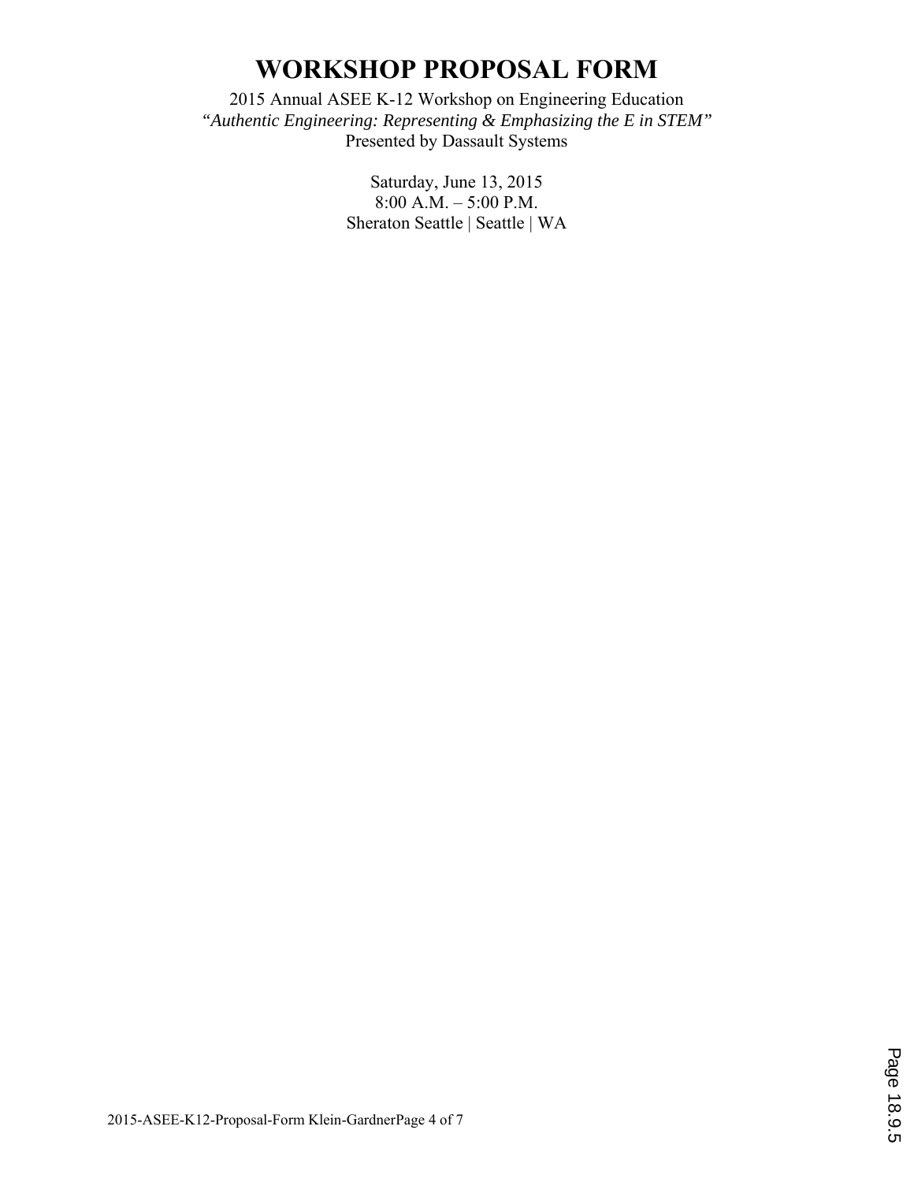# WORKSHOP PROPOSAL FORM

2015 Annual ASEE K-12 Workshop on Engineering Education
*"Authentic Engineering: Representing & Emphasizing the E in STEM"*
Presented by Dassault Systems

Saturday, June 13, 2015
8:00 A.M. – 5:00 P.M.
Sheraton Seattle | Seattle | WA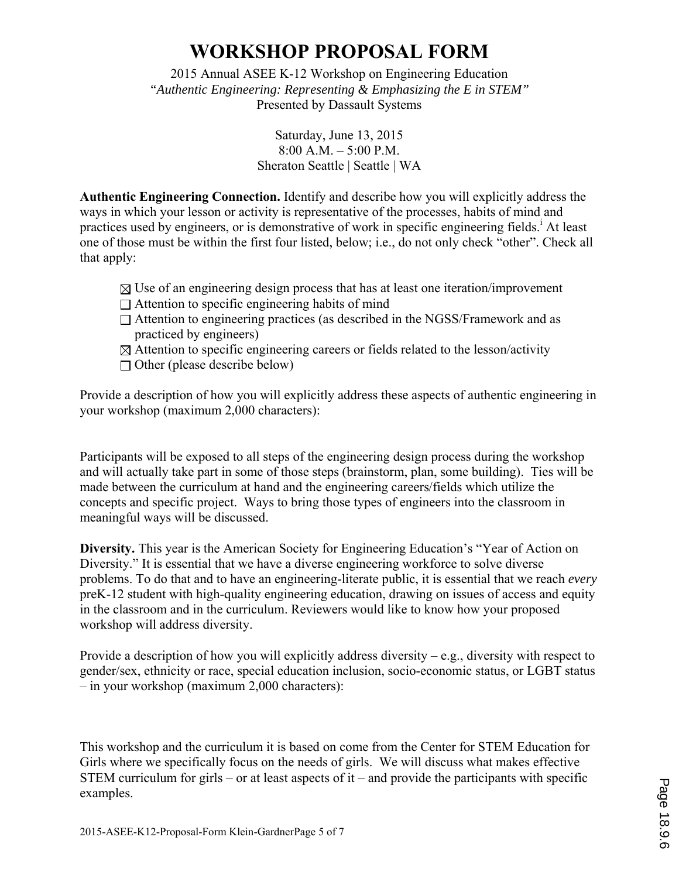# WORKSHOP PROPOSAL FORM

2015 Annual ASEE K-12 Workshop on Engineering Education
*"Authentic Engineering: Representing & Emphasizing the E in STEM"*
Presented by Dassault Systems

Saturday, June 13, 2015
8:00 A.M. – 5:00 P.M.
Sheraton Seattle | Seattle | WA

**Authentic Engineering Connection.** Identify and describe how you will explicitly address the ways in which your lesson or activity is representative of the processes, habits of mind and practices used by engineers, or is demonstrative of work in specific engineering fields.[i] At least one of those must be within the first four listed, below; i.e., do not only check "other". Check all that apply:

- ☒ Use of an engineering design process that has at least one iteration/improvement
- ☐ Attention to specific engineering habits of mind
- ☐ Attention to engineering practices (as described in the NGSS/Framework and as practiced by engineers)
- ☒ Attention to specific engineering careers or fields related to the lesson/activity
- ☐ Other (please describe below)

Provide a description of how you will explicitly address these aspects of authentic engineering in your workshop (maximum 2,000 characters):

Participants will be exposed to all steps of the engineering design process during the workshop and will actually take part in some of those steps (brainstorm, plan, some building). Ties will be made between the curriculum at hand and the engineering careers/fields which utilize the concepts and specific project. Ways to bring those types of engineers into the classroom in meaningful ways will be discussed.

**Diversity.** This year is the American Society for Engineering Education's "Year of Action on Diversity." It is essential that we have a diverse engineering workforce to solve diverse problems. To do that and to have an engineering-literate public, it is essential that we reach *every* preK-12 student with high-quality engineering education, drawing on issues of access and equity in the classroom and in the curriculum. Reviewers would like to know how your proposed workshop will address diversity.

Provide a description of how you will explicitly address diversity – e.g., diversity with respect to gender/sex, ethnicity or race, special education inclusion, socio-economic status, or LGBT status – in your workshop (maximum 2,000 characters):

This workshop and the curriculum it is based on come from the Center for STEM Education for Girls where we specifically focus on the needs of girls. We will discuss what makes effective STEM curriculum for girls – or at least aspects of it – and provide the participants with specific examples.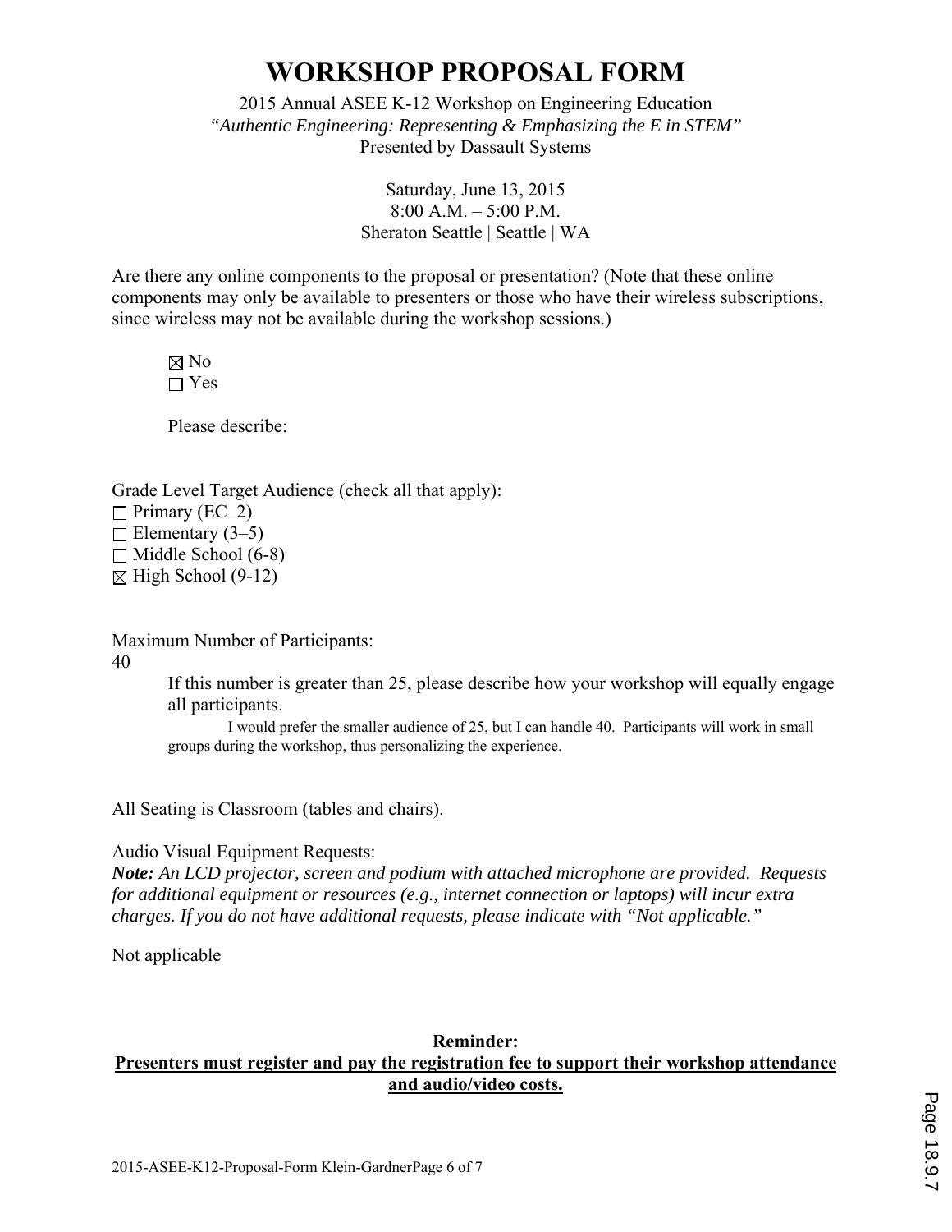# WORKSHOP PROPOSAL FORM

2015 Annual ASEE K-12 Workshop on Engineering Education
*"Authentic Engineering: Representing & Emphasizing the E in STEM"*
Presented by Dassault Systems

Saturday, June 13, 2015
8:00 A.M. – 5:00 P.M.
Sheraton Seattle | Seattle | WA

Are there any online components to the proposal or presentation? (Note that these online components may only be available to presenters or those who have their wireless subscriptions, since wireless may not be available during the workshop sessions.)

☒ No
☐ Yes

Please describe:

Grade Level Target Audience (check all that apply):
☐ Primary (EC–2)
☐ Elementary (3–5)
☐ Middle School (6-8)
☒ High School (9-12)

Maximum Number of Participants:
40

If this number is greater than 25, please describe how your workshop will equally engage all participants.

I would prefer the smaller audience of 25, but I can handle 40. Participants will work in small groups during the workshop, thus personalizing the experience.

All Seating is Classroom (tables and chairs).

Audio Visual Equipment Requests:
***Note:*** *An LCD projector, screen and podium with attached microphone are provided. Requests for additional equipment or resources (e.g., internet connection or laptops) will incur extra charges. If you do not have additional requests, please indicate with "Not applicable."*

Not applicable

**Reminder:**
**Presenters must register and pay the registration fee to support their workshop attendance and audio/video costs.**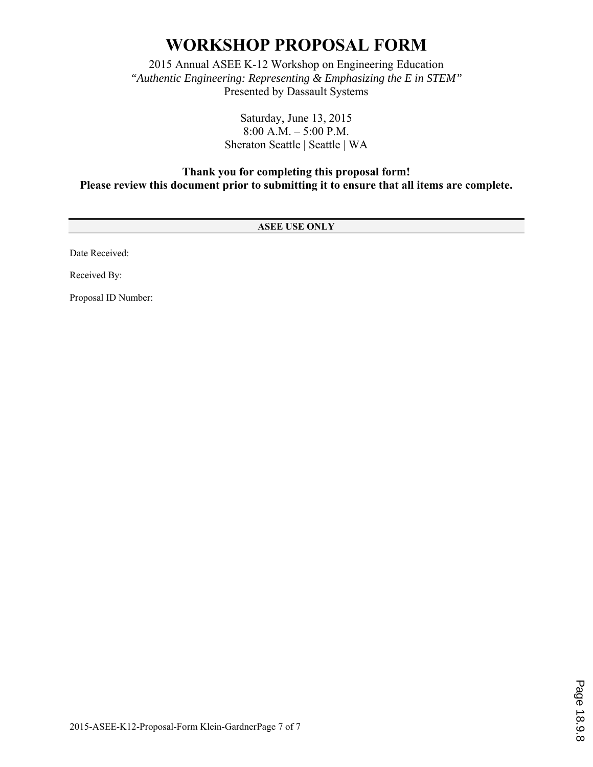# WORKSHOP PROPOSAL FORM

2015 Annual ASEE K-12 Workshop on Engineering Education
*"Authentic Engineering: Representing & Emphasizing the E in STEM"*
Presented by Dassault Systems

Saturday, June 13, 2015
8:00 A.M. – 5:00 P.M.
Sheraton Seattle | Seattle | WA

**Thank you for completing this proposal form!**
**Please review this document prior to submitting it to ensure that all items are complete.**

---

**ASEE USE ONLY**

---

Date Received:

Received By:

Proposal ID Number: